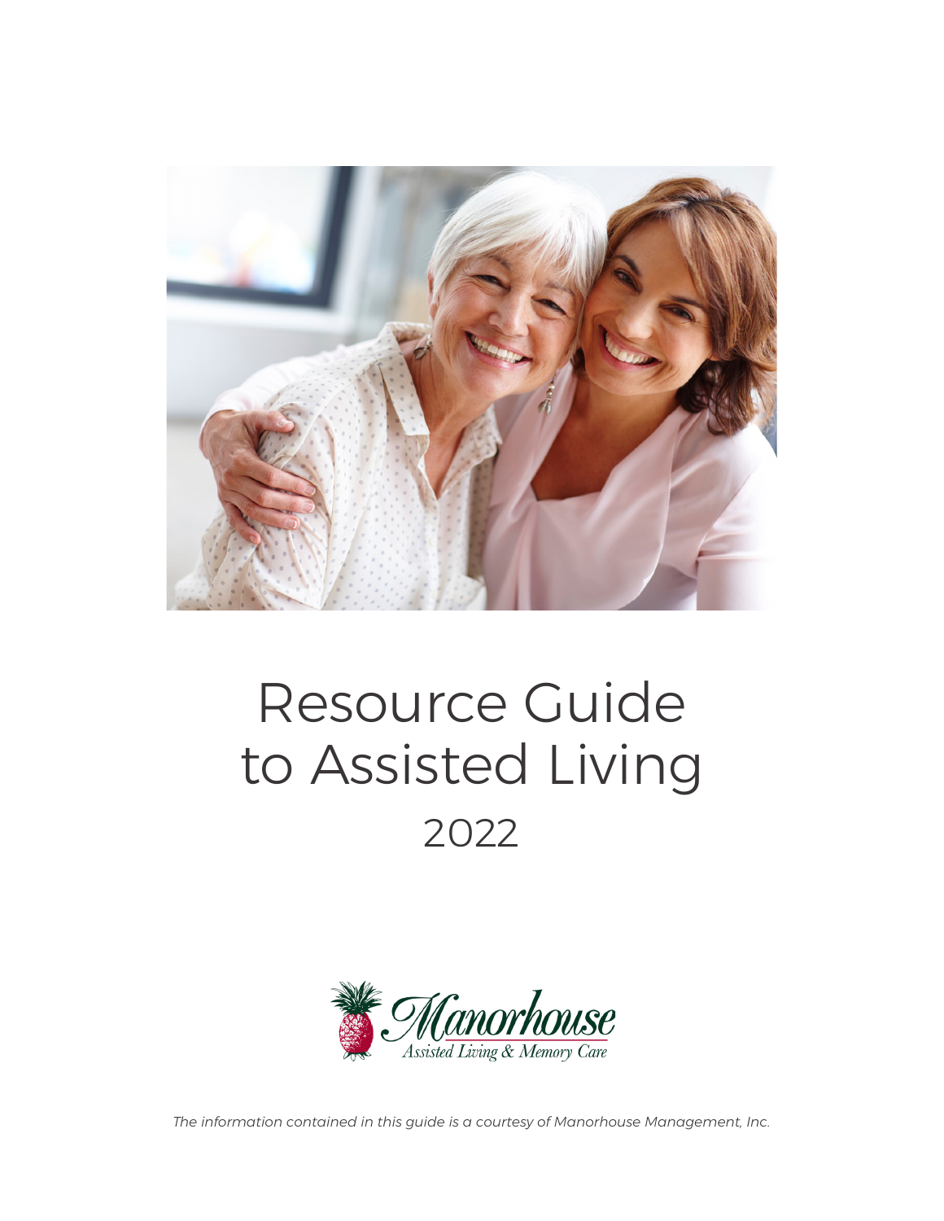# Resource Guide to Assisted Living

2022

Manorhouse
Assisted Living & Memory Care

*The information contained in this guide is a courtesy of Manorhouse Management, Inc.*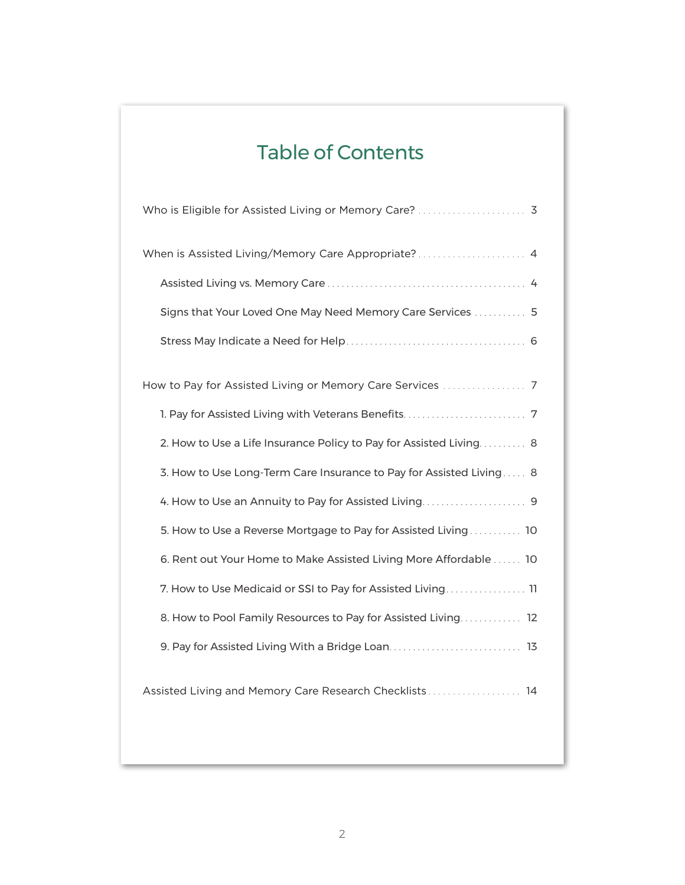# Table of Contents

Who is Eligible for Assisted Living or Memory Care? ........................ 3

When is Assisted Living/Memory Care Appropriate? ....................... 4

- Assisted Living vs. Memory Care ........................................... 4
- Signs that Your Loved One May Need Memory Care Services ........... 5
- Stress May Indicate a Need for Help ...................................... 6

How to Pay for Assisted Living or Memory Care Services .................. 7

- 1. Pay for Assisted Living with Veterans Benefits .......................... 7
- 2. How to Use a Life Insurance Policy to Pay for Assisted Living .......... 8
- 3. How to Use Long-Term Care Insurance to Pay for Assisted Living ..... 8
- 4. How to Use an Annuity to Pay for Assisted Living ...................... 9
- 5. How to Use a Reverse Mortgage to Pay for Assisted Living ........... 10
- 6. Rent out Your Home to Make Assisted Living More Affordable ...... 10
- 7. How to Use Medicaid or SSI to Pay for Assisted Living ................. 11
- 8. How to Pool Family Resources to Pay for Assisted Living ............. 12
- 9. Pay for Assisted Living With a Bridge Loan ............................ 13

Assisted Living and Memory Care Research Checklists .................... 14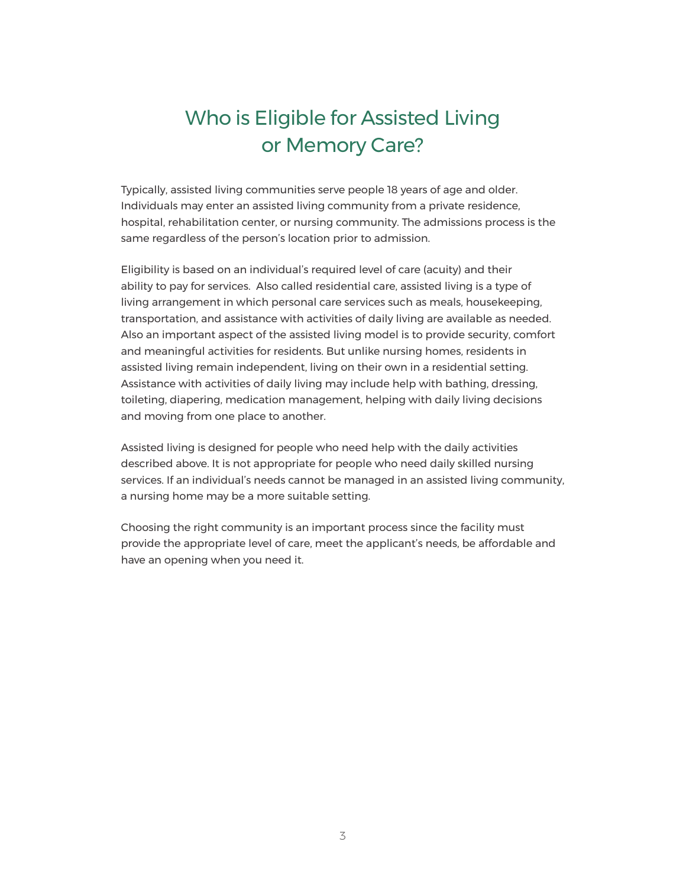# Who is Eligible for Assisted Living or Memory Care?

Typically, assisted living communities serve people 18 years of age and older. Individuals may enter an assisted living community from a private residence, hospital, rehabilitation center, or nursing community. The admissions process is the same regardless of the person's location prior to admission.

Eligibility is based on an individual's required level of care (acuity) and their ability to pay for services.  Also called residential care, assisted living is a type of living arrangement in which personal care services such as meals, housekeeping, transportation, and assistance with activities of daily living are available as needed. Also an important aspect of the assisted living model is to provide security, comfort and meaningful activities for residents. But unlike nursing homes, residents in assisted living remain independent, living on their own in a residential setting. Assistance with activities of daily living may include help with bathing, dressing, toileting, diapering, medication management, helping with daily living decisions and moving from one place to another.

Assisted living is designed for people who need help with the daily activities described above. It is not appropriate for people who need daily skilled nursing services. If an individual's needs cannot be managed in an assisted living community, a nursing home may be a more suitable setting.

Choosing the right community is an important process since the facility must provide the appropriate level of care, meet the applicant's needs, be affordable and have an opening when you need it.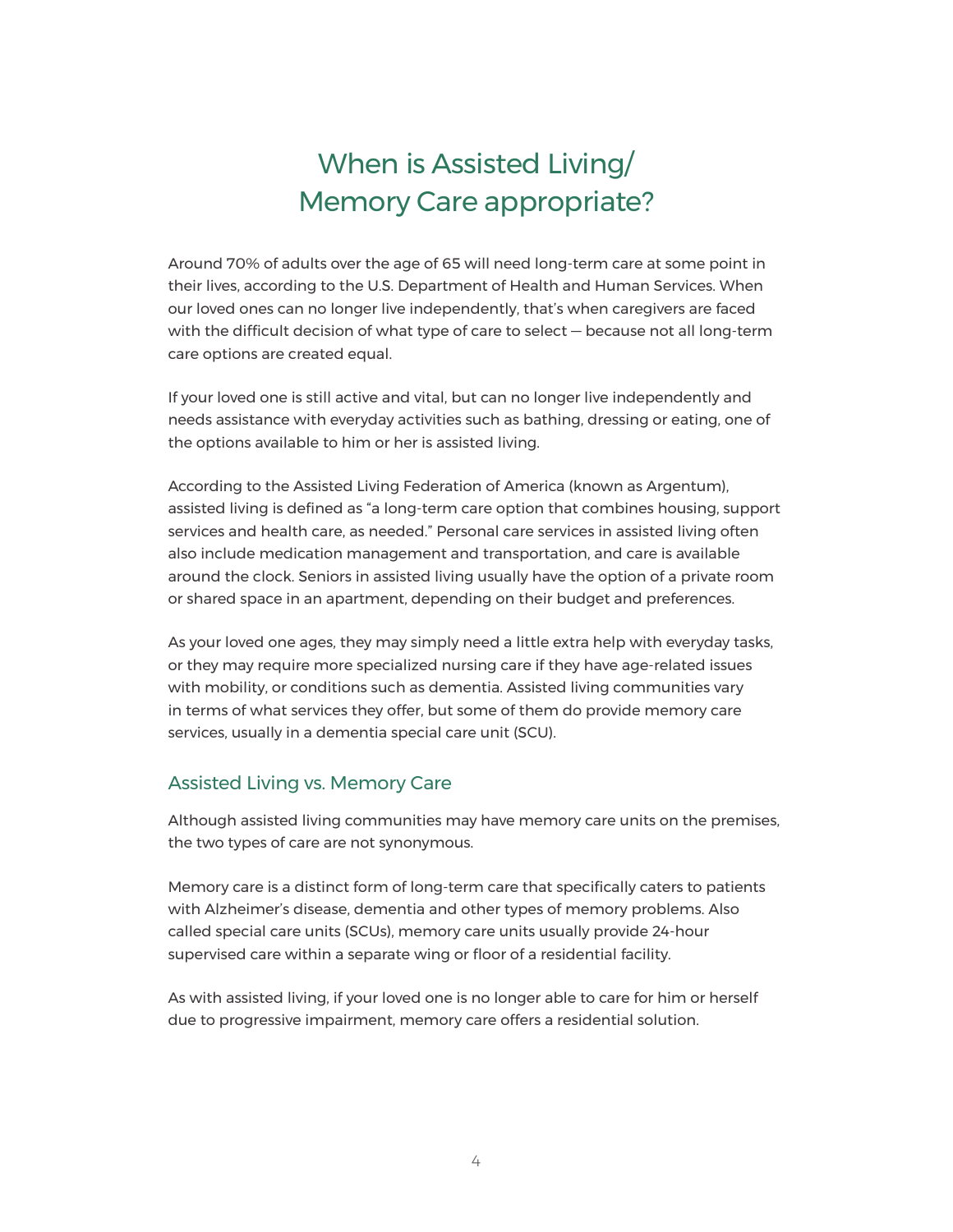# When is Assisted Living/ Memory Care appropriate?

Around 70% of adults over the age of 65 will need long-term care at some point in their lives, according to the U.S. Department of Health and Human Services. When our loved ones can no longer live independently, that's when caregivers are faced with the difficult decision of what type of care to select — because not all long-term care options are created equal.

If your loved one is still active and vital, but can no longer live independently and needs assistance with everyday activities such as bathing, dressing or eating, one of the options available to him or her is assisted living.

According to the Assisted Living Federation of America (known as Argentum), assisted living is defined as "a long-term care option that combines housing, support services and health care, as needed." Personal care services in assisted living often also include medication management and transportation, and care is available around the clock. Seniors in assisted living usually have the option of a private room or shared space in an apartment, depending on their budget and preferences.

As your loved one ages, they may simply need a little extra help with everyday tasks, or they may require more specialized nursing care if they have age-related issues with mobility, or conditions such as dementia. Assisted living communities vary in terms of what services they offer, but some of them do provide memory care services, usually in a dementia special care unit (SCU).

## Assisted Living vs. Memory Care

Although assisted living communities may have memory care units on the premises, the two types of care are not synonymous.

Memory care is a distinct form of long-term care that specifically caters to patients with Alzheimer's disease, dementia and other types of memory problems. Also called special care units (SCUs), memory care units usually provide 24-hour supervised care within a separate wing or floor of a residential facility.

As with assisted living, if your loved one is no longer able to care for him or herself due to progressive impairment, memory care offers a residential solution.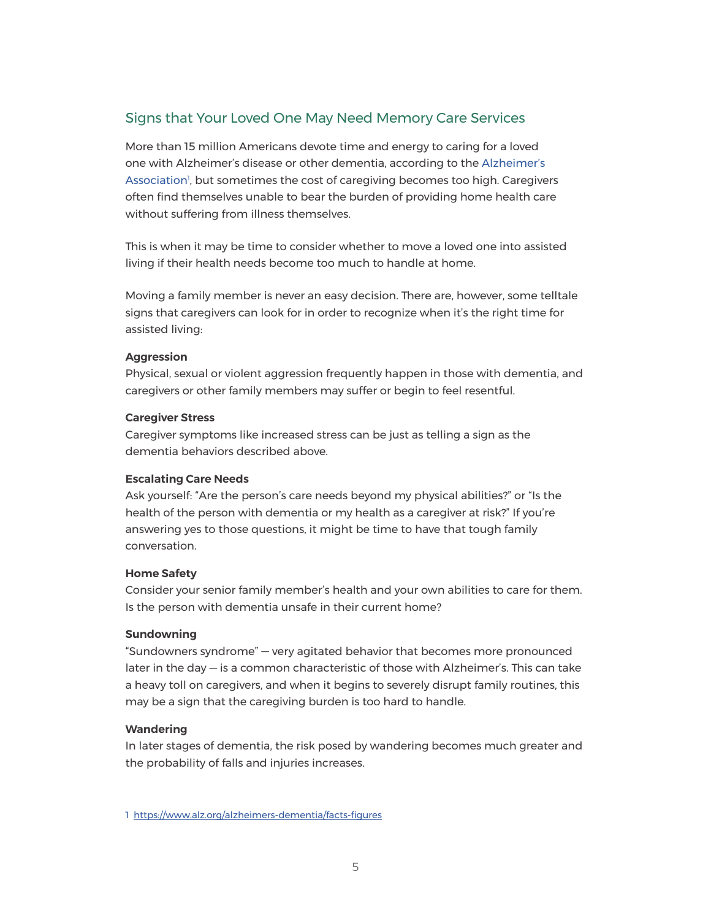## Signs that Your Loved One May Need Memory Care Services

More than 15 million Americans devote time and energy to caring for a loved one with Alzheimer's disease or other dementia, according to the Alzheimer's Association[1], but sometimes the cost of caregiving becomes too high. Caregivers often find themselves unable to bear the burden of providing home health care without suffering from illness themselves.

This is when it may be time to consider whether to move a loved one into assisted living if their health needs become too much to handle at home.

Moving a family member is never an easy decision. There are, however, some telltale signs that caregivers can look for in order to recognize when it's the right time for assisted living:

**Aggression**
Physical, sexual or violent aggression frequently happen in those with dementia, and caregivers or other family members may suffer or begin to feel resentful.

**Caregiver Stress**
Caregiver symptoms like increased stress can be just as telling a sign as the dementia behaviors described above.

**Escalating Care Needs**
Ask yourself: "Are the person's care needs beyond my physical abilities?" or "Is the health of the person with dementia or my health as a caregiver at risk?" If you're answering yes to those questions, it might be time to have that tough family conversation.

**Home Safety**
Consider your senior family member's health and your own abilities to care for them. Is the person with dementia unsafe in their current home?

**Sundowning**
"Sundowners syndrome" — very agitated behavior that becomes more pronounced later in the day — is a common characteristic of those with Alzheimer's. This can take a heavy toll on caregivers, and when it begins to severely disrupt family routines, this may be a sign that the caregiving burden is too hard to handle.

**Wandering**
In later stages of dementia, the risk posed by wandering becomes much greater and the probability of falls and injuries increases.

1 https://www.alz.org/alzheimers-dementia/facts-figures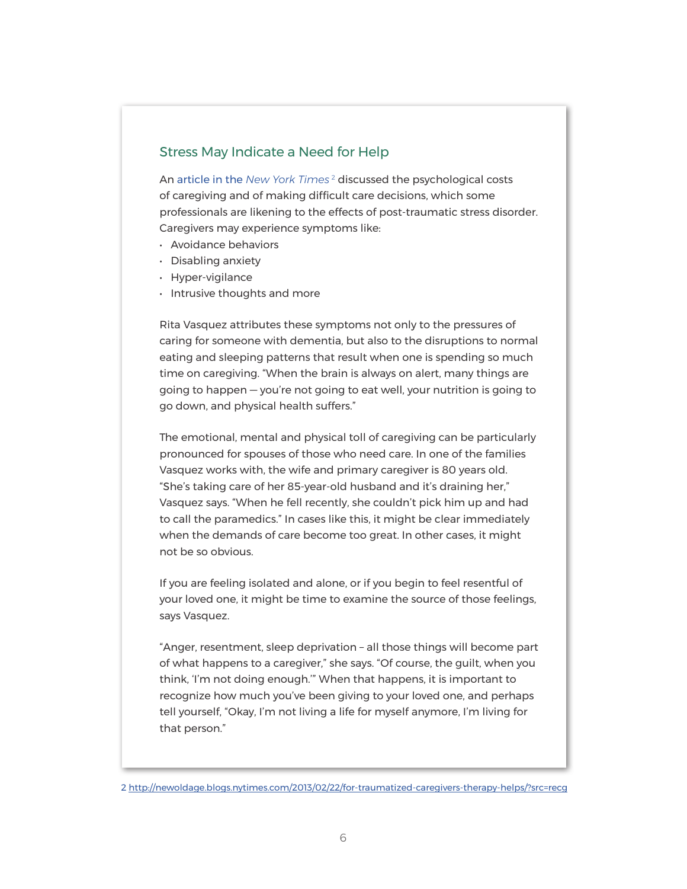## Stress May Indicate a Need for Help

An article in the *New York Times*[2] discussed the psychological costs of caregiving and of making difficult care decisions, which some professionals are likening to the effects of post-traumatic stress disorder. Caregivers may experience symptoms like:

- Avoidance behaviors
- Disabling anxiety
- Hyper-vigilance
- Intrusive thoughts and more

Rita Vasquez attributes these symptoms not only to the pressures of caring for someone with dementia, but also to the disruptions to normal eating and sleeping patterns that result when one is spending so much time on caregiving. "When the brain is always on alert, many things are going to happen — you're not going to eat well, your nutrition is going to go down, and physical health suffers."

The emotional, mental and physical toll of caregiving can be particularly pronounced for spouses of those who need care. In one of the families Vasquez works with, the wife and primary caregiver is 80 years old. "She's taking care of her 85-year-old husband and it's draining her," Vasquez says. "When he fell recently, she couldn't pick him up and had to call the paramedics." In cases like this, it might be clear immediately when the demands of care become too great. In other cases, it might not be so obvious.

If you are feeling isolated and alone, or if you begin to feel resentful of your loved one, it might be time to examine the source of those feelings, says Vasquez.

"Anger, resentment, sleep deprivation – all those things will become part of what happens to a caregiver," she says. "Of course, the guilt, when you think, 'I'm not doing enough.'" When that happens, it is important to recognize how much you've been giving to your loved one, and perhaps tell yourself, "Okay, I'm not living a life for myself anymore, I'm living for that person."

2 http://newoldage.blogs.nytimes.com/2013/02/22/for-traumatized-caregivers-therapy-helps/?src=recg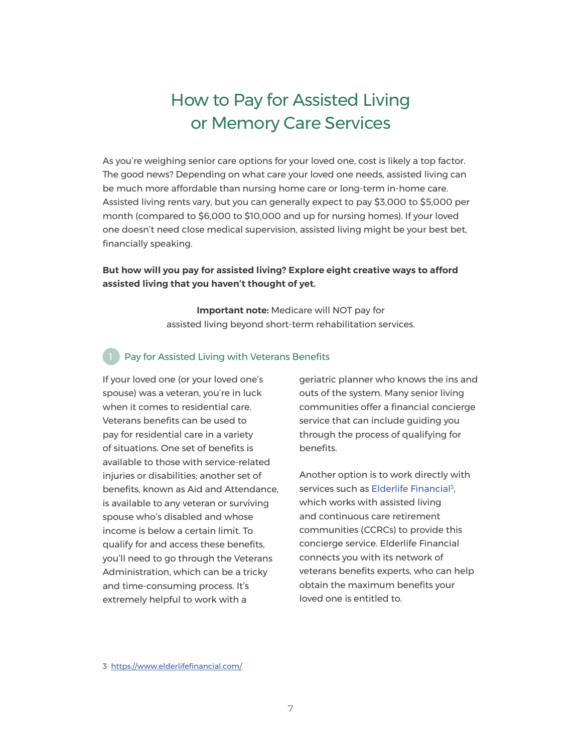# How to Pay for Assisted Living or Memory Care Services

As you're weighing senior care options for your loved one, cost is likely a top factor. The good news? Depending on what care your loved one needs, assisted living can be much more affordable than nursing home care or long-term in-home care. Assisted living rents vary, but you can generally expect to pay $3,000 to $5,000 per month (compared to $6,000 to $10,000 and up for nursing homes). If your loved one doesn't need close medical supervision, assisted living might be your best bet, financially speaking.

**But how will you pay for assisted living? Explore eight creative ways to afford assisted living that you haven't thought of yet.**

**Important note:** Medicare will NOT pay for assisted living beyond short-term rehabilitation services.

## 1 Pay for Assisted Living with Veterans Benefits

If your loved one (or your loved one's spouse) was a veteran, you're in luck when it comes to residential care. Veterans benefits can be used to pay for residential care in a variety of situations. One set of benefits is available to those with service-related injuries or disabilities; another set of benefits, known as Aid and Attendance, is available to any veteran or surviving spouse who's disabled and whose income is below a certain limit. To qualify for and access these benefits, you'll need to go through the Veterans Administration, which can be a tricky and time-consuming process. It's extremely helpful to work with a geriatric planner who knows the ins and outs of the system. Many senior living communities offer a financial concierge service that can include guiding you through the process of qualifying for benefits.

Another option is to work directly with services such as Elderlife Financial[3], which works with assisted living and continuous care retirement communities (CCRCs) to provide this concierge service. Elderlife Financial connects you with its network of veterans benefits experts, who can help obtain the maximum benefits your loved one is entitled to.

3 https://www.elderlifefinancial.com/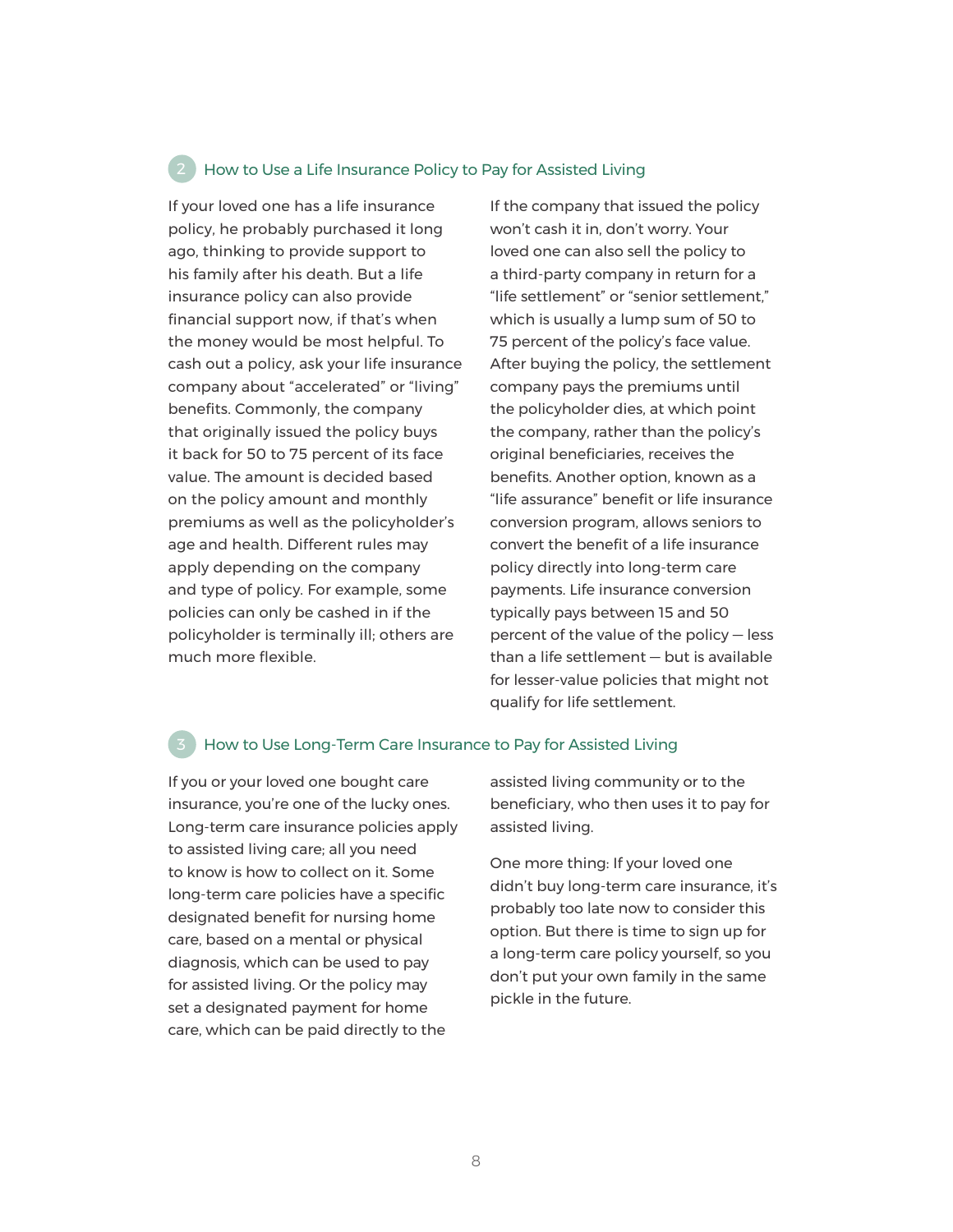## 2 How to Use a Life Insurance Policy to Pay for Assisted Living

If your loved one has a life insurance policy, he probably purchased it long ago, thinking to provide support to his family after his death. But a life insurance policy can also provide financial support now, if that's when the money would be most helpful. To cash out a policy, ask your life insurance company about "accelerated" or "living" benefits. Commonly, the company that originally issued the policy buys it back for 50 to 75 percent of its face value. The amount is decided based on the policy amount and monthly premiums as well as the policyholder's age and health. Different rules may apply depending on the company and type of policy. For example, some policies can only be cashed in if the policyholder is terminally ill; others are much more flexible.

If the company that issued the policy won't cash it in, don't worry. Your loved one can also sell the policy to a third-party company in return for a "life settlement" or "senior settlement," which is usually a lump sum of 50 to 75 percent of the policy's face value. After buying the policy, the settlement company pays the premiums until the policyholder dies, at which point the company, rather than the policy's original beneficiaries, receives the benefits. Another option, known as a "life assurance" benefit or life insurance conversion program, allows seniors to convert the benefit of a life insurance policy directly into long-term care payments. Life insurance conversion typically pays between 15 and 50 percent of the value of the policy — less than a life settlement — but is available for lesser-value policies that might not qualify for life settlement.

## 3 How to Use Long-Term Care Insurance to Pay for Assisted Living

If you or your loved one bought care insurance, you're one of the lucky ones. Long-term care insurance policies apply to assisted living care; all you need to know is how to collect on it. Some long-term care policies have a specific designated benefit for nursing home care, based on a mental or physical diagnosis, which can be used to pay for assisted living. Or the policy may set a designated payment for home care, which can be paid directly to the assisted living community or to the beneficiary, who then uses it to pay for assisted living.

One more thing: If your loved one didn't buy long-term care insurance, it's probably too late now to consider this option. But there is time to sign up for a long-term care policy yourself, so you don't put your own family in the same pickle in the future.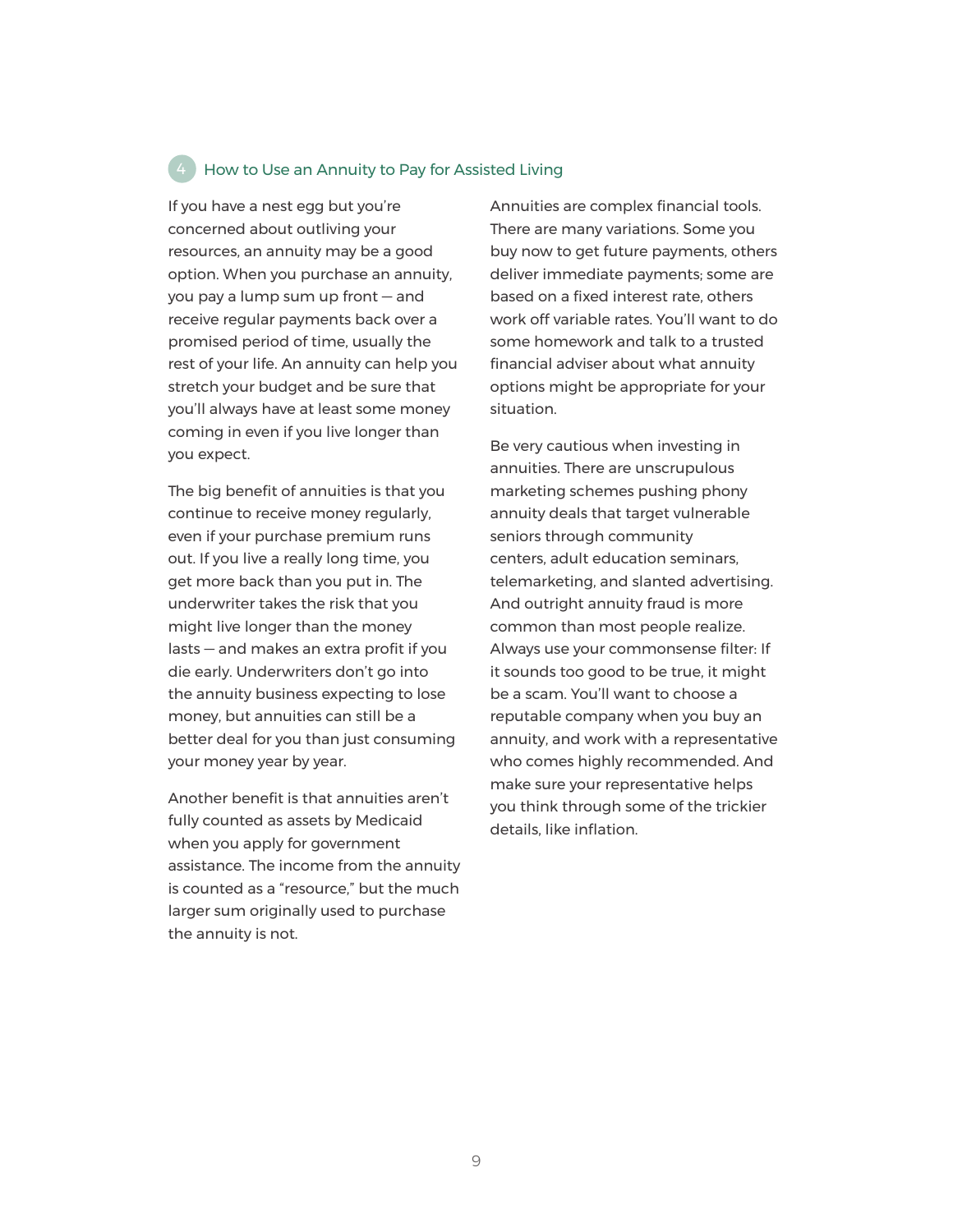## 4 How to Use an Annuity to Pay for Assisted Living

If you have a nest egg but you're concerned about outliving your resources, an annuity may be a good option. When you purchase an annuity, you pay a lump sum up front — and receive regular payments back over a promised period of time, usually the rest of your life. An annuity can help you stretch your budget and be sure that you'll always have at least some money coming in even if you live longer than you expect.

The big benefit of annuities is that you continue to receive money regularly, even if your purchase premium runs out. If you live a really long time, you get more back than you put in. The underwriter takes the risk that you might live longer than the money lasts — and makes an extra profit if you die early. Underwriters don't go into the annuity business expecting to lose money, but annuities can still be a better deal for you than just consuming your money year by year.

Another benefit is that annuities aren't fully counted as assets by Medicaid when you apply for government assistance. The income from the annuity is counted as a "resource," but the much larger sum originally used to purchase the annuity is not.

Annuities are complex financial tools. There are many variations. Some you buy now to get future payments, others deliver immediate payments; some are based on a fixed interest rate, others work off variable rates. You'll want to do some homework and talk to a trusted financial adviser about what annuity options might be appropriate for your situation.

Be very cautious when investing in annuities. There are unscrupulous marketing schemes pushing phony annuity deals that target vulnerable seniors through community centers, adult education seminars, telemarketing, and slanted advertising. And outright annuity fraud is more common than most people realize. Always use your commonsense filter: If it sounds too good to be true, it might be a scam. You'll want to choose a reputable company when you buy an annuity, and work with a representative who comes highly recommended. And make sure your representative helps you think through some of the trickier details, like inflation.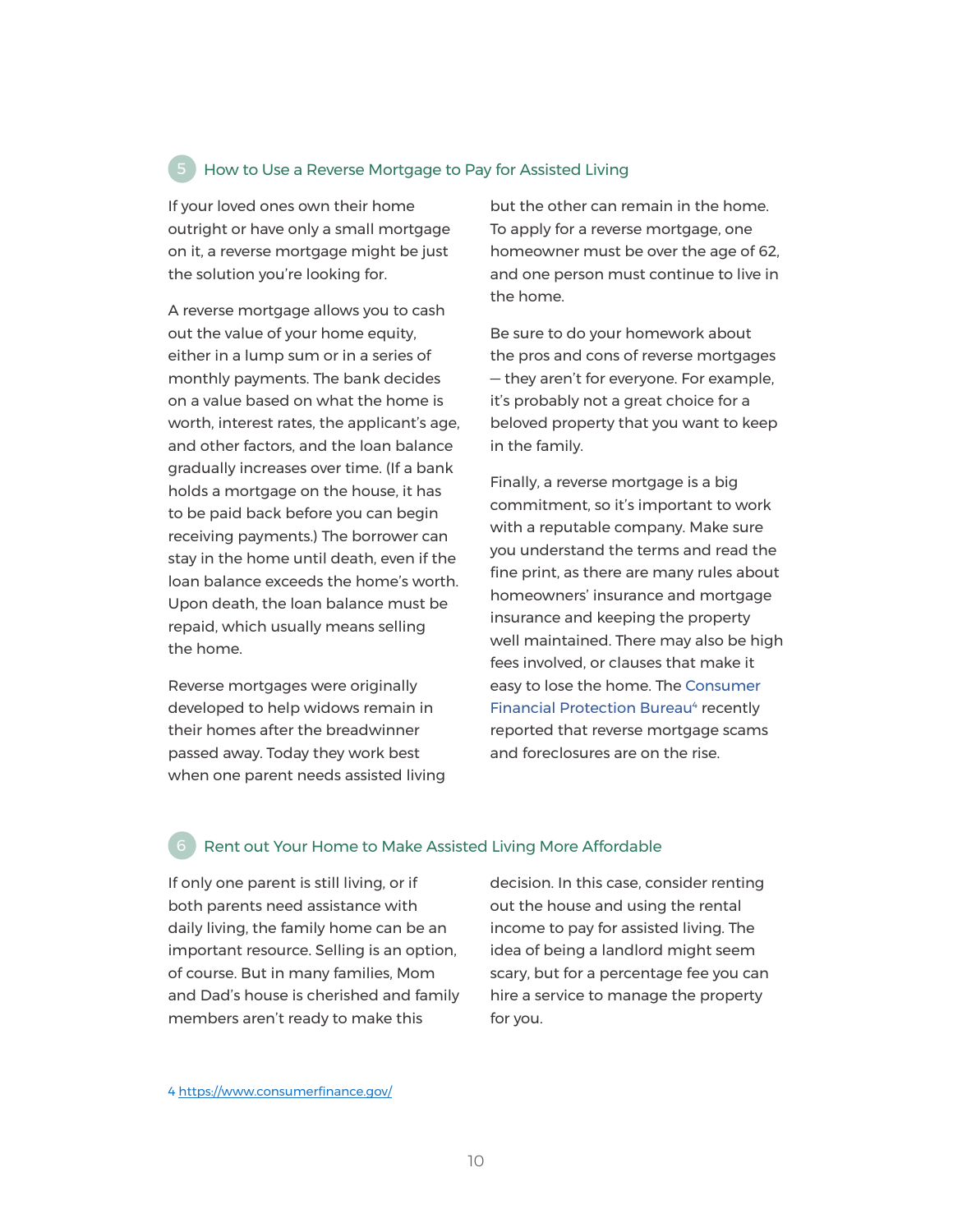## 5 How to Use a Reverse Mortgage to Pay for Assisted Living

If your loved ones own their home outright or have only a small mortgage on it, a reverse mortgage might be just the solution you're looking for.

A reverse mortgage allows you to cash out the value of your home equity, either in a lump sum or in a series of monthly payments. The bank decides on a value based on what the home is worth, interest rates, the applicant's age, and other factors, and the loan balance gradually increases over time. (If a bank holds a mortgage on the house, it has to be paid back before you can begin receiving payments.) The borrower can stay in the home until death, even if the loan balance exceeds the home's worth. Upon death, the loan balance must be repaid, which usually means selling the home.

Reverse mortgages were originally developed to help widows remain in their homes after the breadwinner passed away. Today they work best when one parent needs assisted living but the other can remain in the home. To apply for a reverse mortgage, one homeowner must be over the age of 62, and one person must continue to live in the home.

Be sure to do your homework about the pros and cons of reverse mortgages — they aren't for everyone. For example, it's probably not a great choice for a beloved property that you want to keep in the family.

Finally, a reverse mortgage is a big commitment, so it's important to work with a reputable company. Make sure you understand the terms and read the fine print, as there are many rules about homeowners' insurance and mortgage insurance and keeping the property well maintained. There may also be high fees involved, or clauses that make it easy to lose the home. The Consumer Financial Protection Bureau[4] recently reported that reverse mortgage scams and foreclosures are on the rise.

## 6 Rent out Your Home to Make Assisted Living More Affordable

If only one parent is still living, or if both parents need assistance with daily living, the family home can be an important resource. Selling is an option, of course. But in many families, Mom and Dad's house is cherished and family members aren't ready to make this decision. In this case, consider renting out the house and using the rental income to pay for assisted living. The idea of being a landlord might seem scary, but for a percentage fee you can hire a service to manage the property for you.

4 https://www.consumerfinance.gov/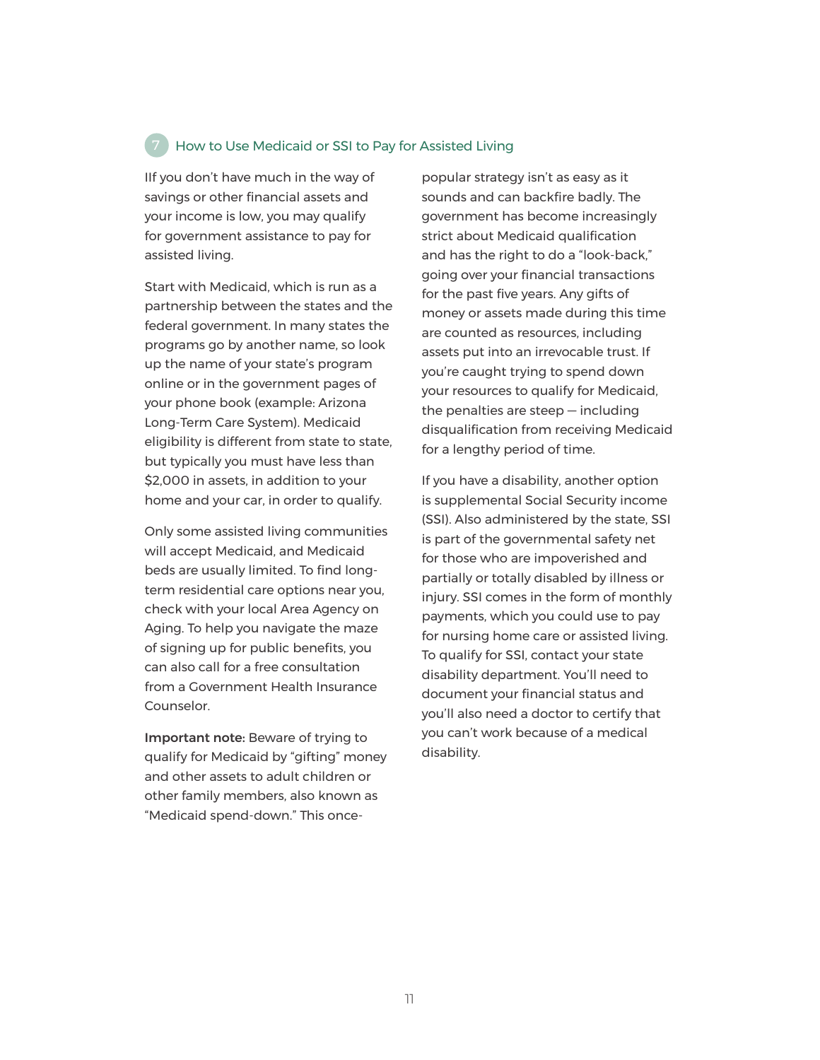## 7 How to Use Medicaid or SSI to Pay for Assisted Living

IIf you don't have much in the way of savings or other financial assets and your income is low, you may qualify for government assistance to pay for assisted living.

Start with Medicaid, which is run as a partnership between the states and the federal government. In many states the programs go by another name, so look up the name of your state's program online or in the government pages of your phone book (example: Arizona Long-Term Care System). Medicaid eligibility is different from state to state, but typically you must have less than $2,000 in assets, in addition to your home and your car, in order to qualify.

Only some assisted living communities will accept Medicaid, and Medicaid beds are usually limited. To find long-term residential care options near you, check with your local Area Agency on Aging. To help you navigate the maze of signing up for public benefits, you can also call for a free consultation from a Government Health Insurance Counselor.

**Important note:** Beware of trying to qualify for Medicaid by "gifting" money and other assets to adult children or other family members, also known as "Medicaid spend-down." This once-popular strategy isn't as easy as it sounds and can backfire badly. The government has become increasingly strict about Medicaid qualification and has the right to do a "look-back," going over your financial transactions for the past five years. Any gifts of money or assets made during this time are counted as resources, including assets put into an irrevocable trust. If you're caught trying to spend down your resources to qualify for Medicaid, the penalties are steep — including disqualification from receiving Medicaid for a lengthy period of time.

If you have a disability, another option is supplemental Social Security income (SSI). Also administered by the state, SSI is part of the governmental safety net for those who are impoverished and partially or totally disabled by illness or injury. SSI comes in the form of monthly payments, which you could use to pay for nursing home care or assisted living. To qualify for SSI, contact your state disability department. You'll need to document your financial status and you'll also need a doctor to certify that you can't work because of a medical disability.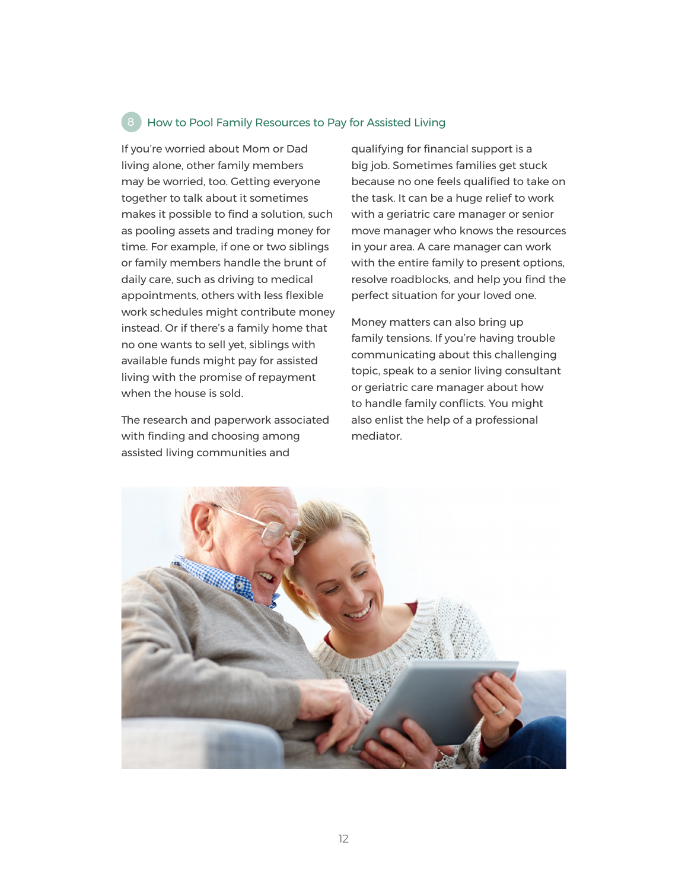## 8 How to Pool Family Resources to Pay for Assisted Living

If you're worried about Mom or Dad living alone, other family members may be worried, too. Getting everyone together to talk about it sometimes makes it possible to find a solution, such as pooling assets and trading money for time. For example, if one or two siblings or family members handle the brunt of daily care, such as driving to medical appointments, others with less flexible work schedules might contribute money instead. Or if there's a family home that no one wants to sell yet, siblings with available funds might pay for assisted living with the promise of repayment when the house is sold.

The research and paperwork associated with finding and choosing among assisted living communities and qualifying for financial support is a big job. Sometimes families get stuck because no one feels qualified to take on the task. It can be a huge relief to work with a geriatric care manager or senior move manager who knows the resources in your area. A care manager can work with the entire family to present options, resolve roadblocks, and help you find the perfect situation for your loved one.

Money matters can also bring up family tensions. If you're having trouble communicating about this challenging topic, speak to a senior living consultant or geriatric care manager about how to handle family conflicts. You might also enlist the help of a professional mediator.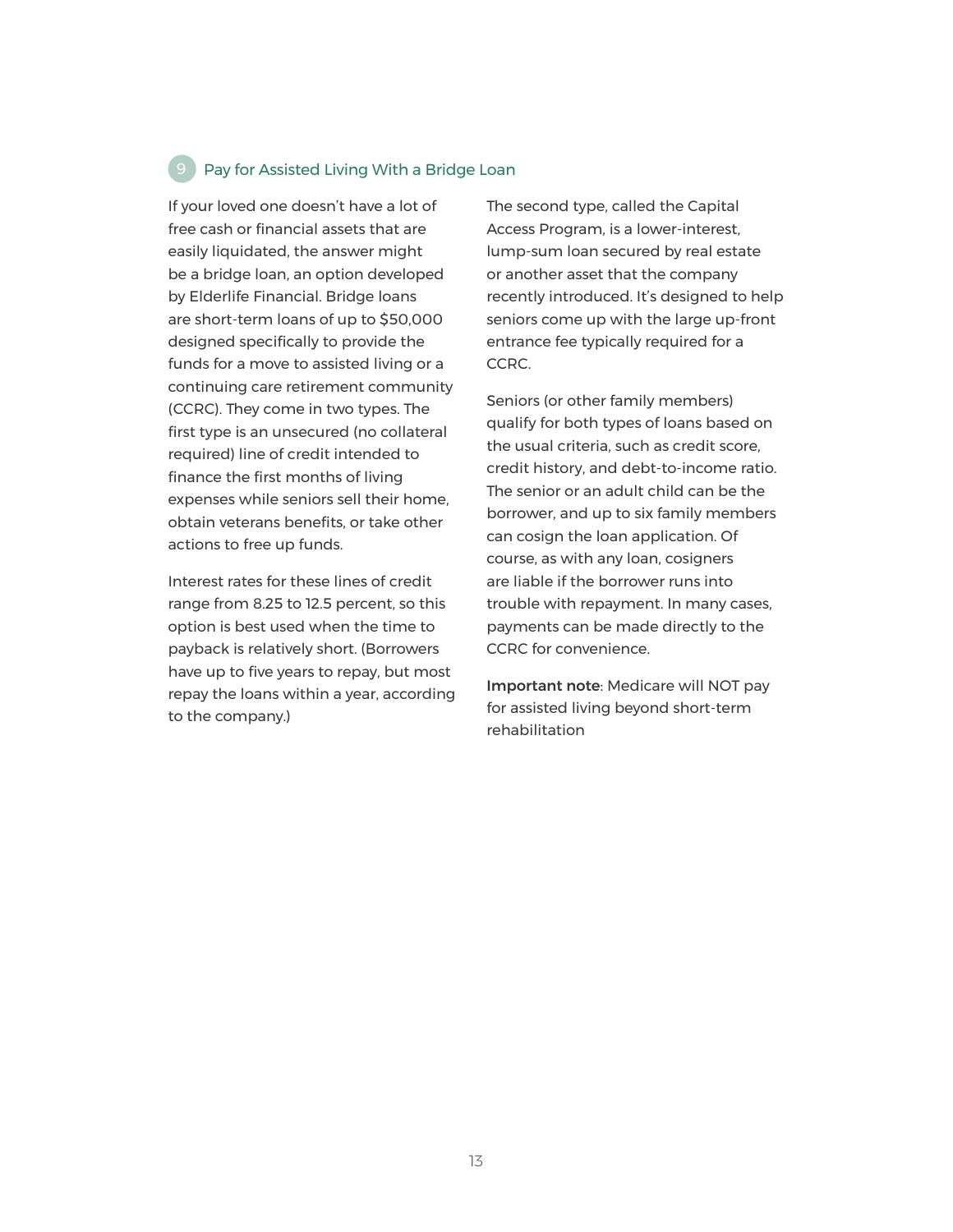## 9 Pay for Assisted Living With a Bridge Loan

If your loved one doesn't have a lot of free cash or financial assets that are easily liquidated, the answer might be a bridge loan, an option developed by Elderlife Financial. Bridge loans are short-term loans of up to $50,000 designed specifically to provide the funds for a move to assisted living or a continuing care retirement community (CCRC). They come in two types. The first type is an unsecured (no collateral required) line of credit intended to finance the first months of living expenses while seniors sell their home, obtain veterans benefits, or take other actions to free up funds.

Interest rates for these lines of credit range from 8.25 to 12.5 percent, so this option is best used when the time to payback is relatively short. (Borrowers have up to five years to repay, but most repay the loans within a year, according to the company.)

The second type, called the Capital Access Program, is a lower-interest, lump-sum loan secured by real estate or another asset that the company recently introduced. It's designed to help seniors come up with the large up-front entrance fee typically required for a CCRC.

Seniors (or other family members) qualify for both types of loans based on the usual criteria, such as credit score, credit history, and debt-to-income ratio. The senior or an adult child can be the borrower, and up to six family members can cosign the loan application. Of course, as with any loan, cosigners are liable if the borrower runs into trouble with repayment. In many cases, payments can be made directly to the CCRC for convenience.

**Important note**: Medicare will NOT pay for assisted living beyond short-term rehabilitation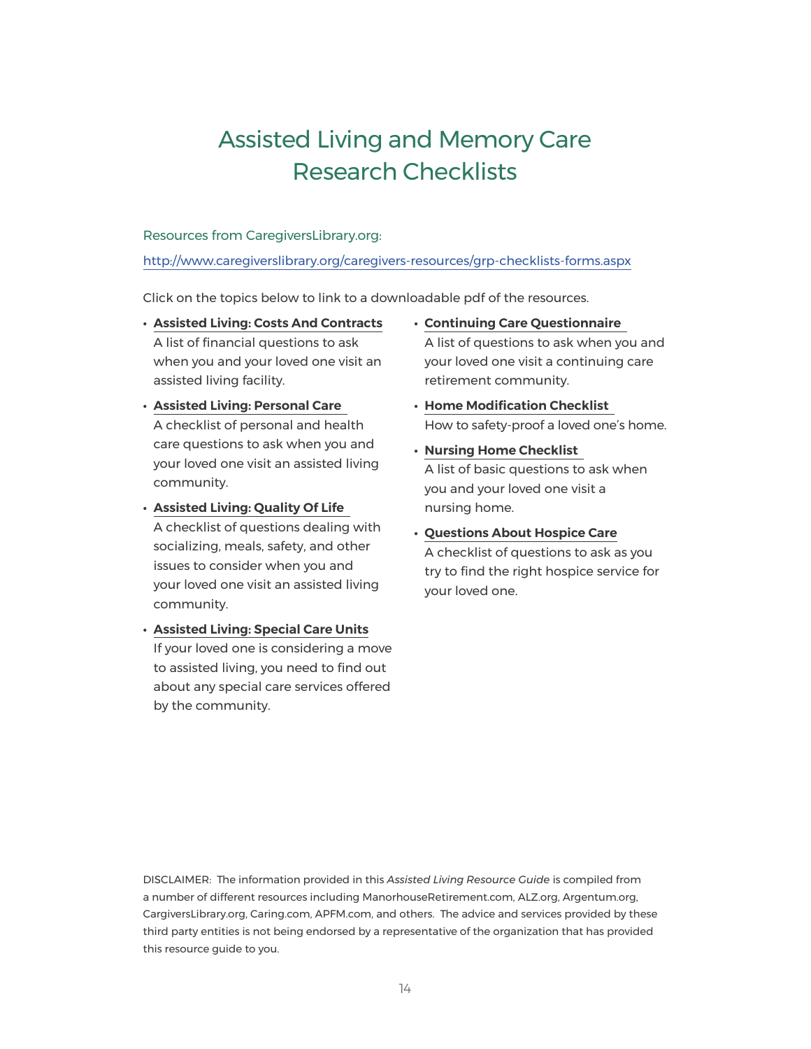# Assisted Living and Memory Care Research Checklists

Resources from CaregiversLibrary.org:

http://www.caregiverslibrary.org/caregivers-resources/grp-checklists-forms.aspx

Click on the topics below to link to a downloadable pdf of the resources.

- **Assisted Living: Costs And Contracts**
  A list of financial questions to ask when you and your loved one visit an assisted living facility.
- **Assisted Living: Personal Care**
  A checklist of personal and health care questions to ask when you and your loved one visit an assisted living community.
- **Assisted Living: Quality Of Life**
  A checklist of questions dealing with socializing, meals, safety, and other issues to consider when you and your loved one visit an assisted living community.
- **Assisted Living: Special Care Units**
  If your loved one is considering a move to assisted living, you need to find out about any special care services offered by the community.
- **Continuing Care Questionnaire**
  A list of questions to ask when you and your loved one visit a continuing care retirement community.
- **Home Modification Checklist**
  How to safety-proof a loved one's home.
- **Nursing Home Checklist**
  A list of basic questions to ask when you and your loved one visit a nursing home.
- **Questions About Hospice Care**
  A checklist of questions to ask as you try to find the right hospice service for your loved one.

DISCLAIMER: The information provided in this *Assisted Living Resource Guide* is compiled from a number of different resources including ManorhouseRetirement.com, ALZ.org, Argentum.org, CargiversLibrary.org, Caring.com, APFM.com, and others. The advice and services provided by these third party entities is not being endorsed by a representative of the organization that has provided this resource guide to you.